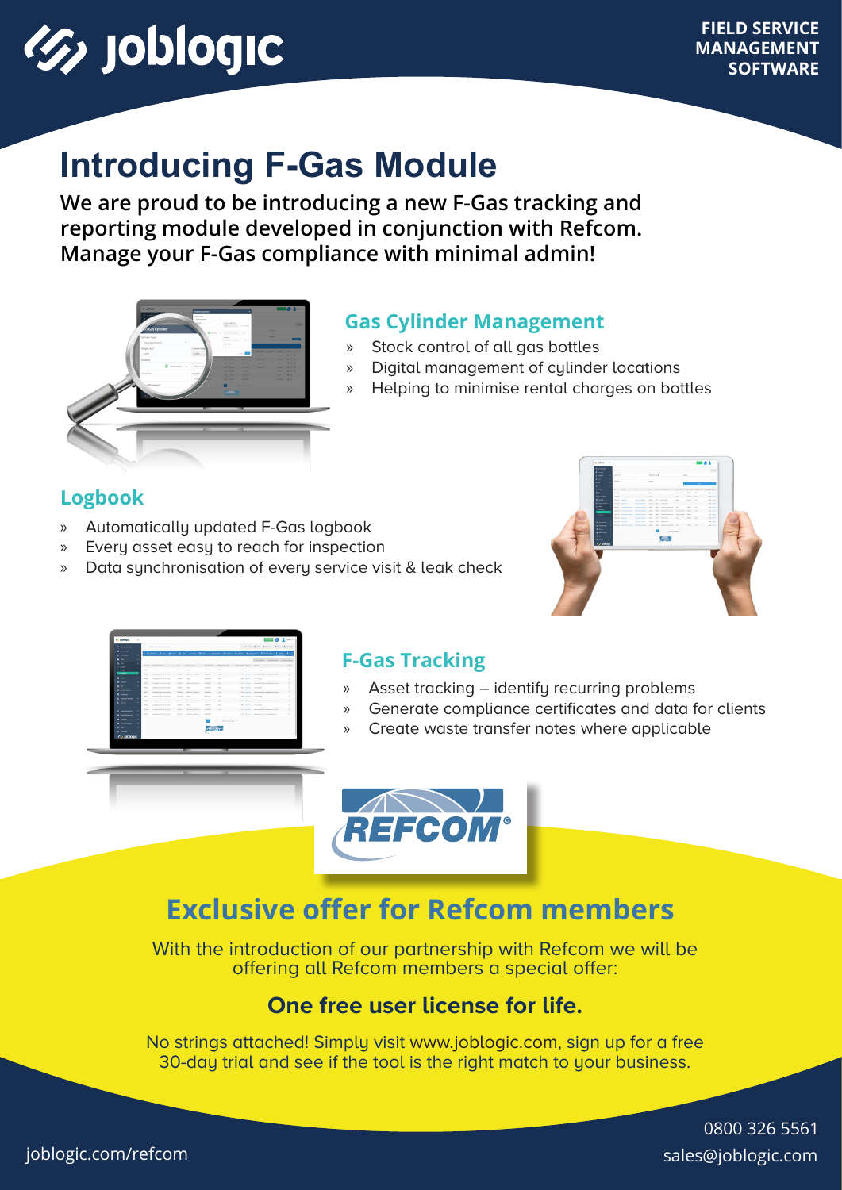joblogic

**FIELD SERVICE MANAGEMENT SOFTWARE**

# Introducing F-Gas Module

**We are proud to be introducing a new F-Gas tracking and reporting module developed in conjunction with Refcom. Manage your F-Gas compliance with minimal admin!**

## Gas Cylinder Management

» Stock control of all gas bottles

» Digital management of cylinder locations

» Helping to minimise rental charges on bottles

## Logbook

» Automatically updated F-Gas logbook

» Every asset easy to reach for inspection

» Data synchronisation of every service visit & leak check

## F-Gas Tracking

» Asset tracking – identify recurring problems

» Generate compliance certificates and data for clients

» Create waste transfer notes where applicable

REFCOM®

## Exclusive offer for Refcom members

With the introduction of our partnership with Refcom we will be offering all Refcom members a special offer:

### One free user license for life.

No strings attached! Simply visit www.joblogic.com, sign up for a free 30-day trial and see if the tool is the right match to your business.

joblogic.com/refcom

0800 326 5561

sales@joblogic.com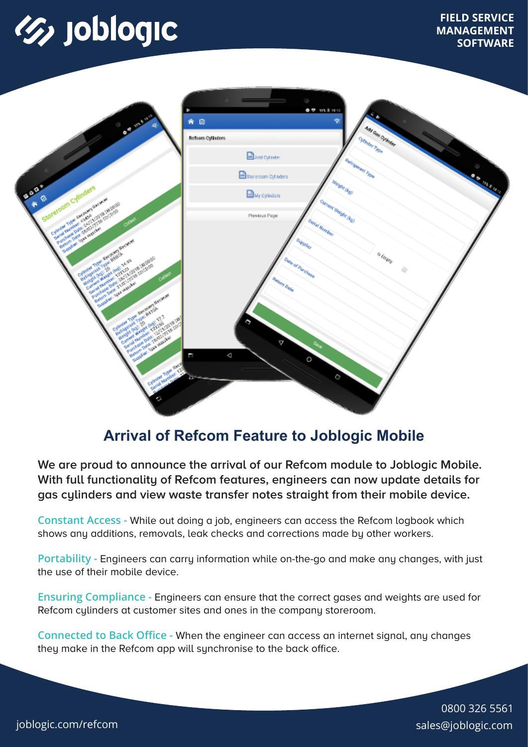joblogic

FIELD SERVICE MANAGEMENT SOFTWARE

## Arrival of Refcom Feature to Joblogic Mobile

**We are proud to announce the arrival of our Refcom module to Joblogic Mobile. With full functionality of Refcom features, engineers can now update details for gas cylinders and view waste transfer notes straight from their mobile device.**

**Constant Access -** While out doing a job, engineers can access the Refcom logbook which shows any additions, removals, leak checks and corrections made by other workers.

**Portability -** Engineers can carry information while on-the-go and make any changes, with just the use of their mobile device.

**Ensuring Compliance -** Engineers can ensure that the correct gases and weights are used for Refcom cylinders at customer sites and ones in the company storeroom.

**Connected to Back Office -** When the engineer can access an internet signal, any changes they make in the Refcom app will synchronise to the back office.

joblogic.com/refcom

0800 326 5561
sales@joblogic.com